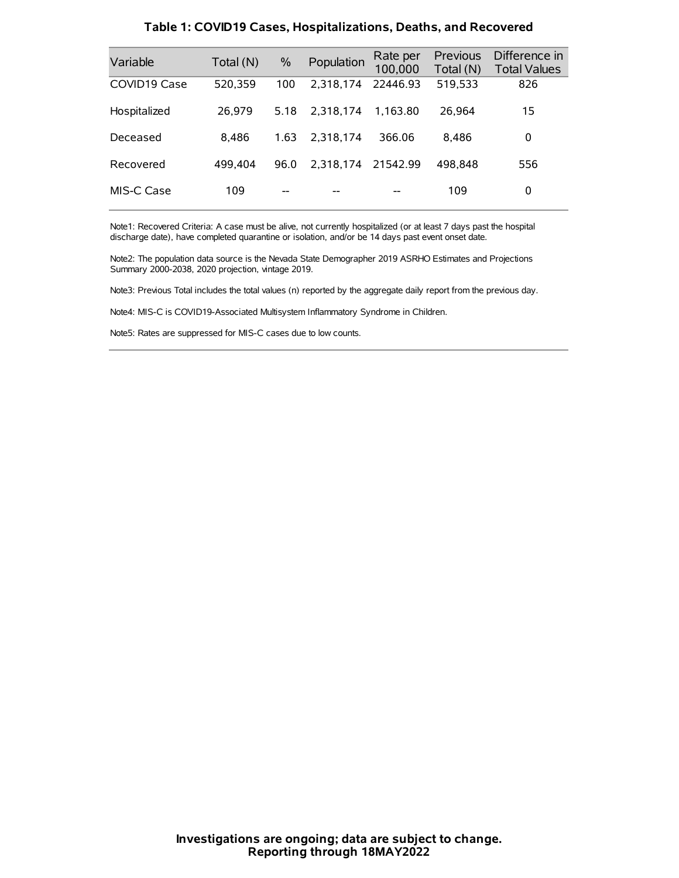## Table 1: COVID19 Cases, Hospitalizations, Deaths, and Recovered

| Variable | Total (N) | % | Population | Rate per 100,000 | Previous Total (N) | Difference in Total Values |
|---|---|---|---|---|---|---|
| COVID19 Case | 520,359 | 100 | 2,318,174 | 22446.93 | 519,533 | 826 |
| Hospitalized | 26,979 | 5.18 | 2,318,174 | 1,163.80 | 26,964 | 15 |
| Deceased | 8,486 | 1.63 | 2,318,174 | 366.06 | 8,486 | 0 |
| Recovered | 499,404 | 96.0 | 2,318,174 | 21542.99 | 498,848 | 556 |
| MIS-C Case | 109 | -- | -- | -- | 109 | 0 |

Note1: Recovered Criteria: A case must be alive, not currently hospitalized (or at least 7 days past the hospital discharge date), have completed quarantine or isolation, and/or be 14 days past event onset date.

Note2: The population data source is the Nevada State Demographer 2019 ASRHO Estimates and Projections Summary 2000-2038, 2020 projection, vintage 2019.

Note3: Previous Total includes the total values (n) reported by the aggregate daily report from the previous day.

Note4: MIS-C is COVID19-Associated Multisystem Inflammatory Syndrome in Children.

Note5: Rates are suppressed for MIS-C cases due to low counts.

**Investigations are ongoing; data are subject to change.**
**Reporting through 18MAY2022**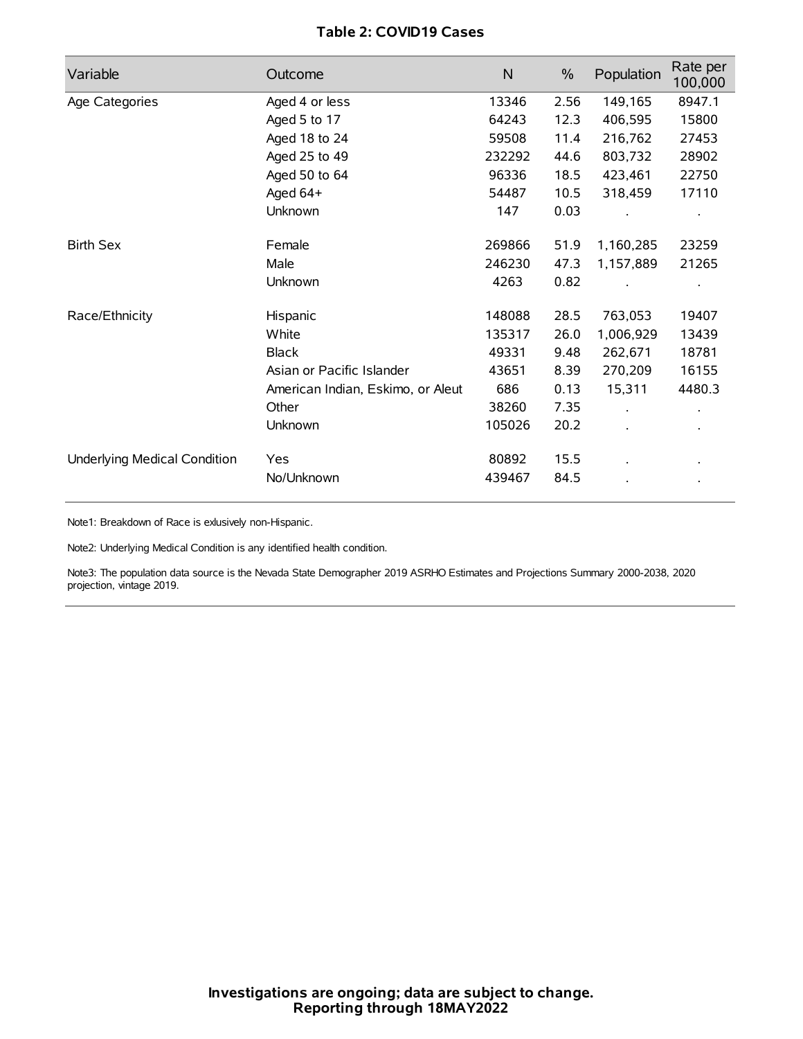### Table 2: COVID19 Cases

| Variable | Outcome | N | % | Population | Rate per 100,000 |
|---|---|---|---|---|---|
| Age Categories | Aged 4 or less | 13346 | 2.56 | 149,165 | 8947.1 |
| | Aged 5 to 17 | 64243 | 12.3 | 406,595 | 15800 |
| | Aged 18 to 24 | 59508 | 11.4 | 216,762 | 27453 |
| | Aged 25 to 49 | 232292 | 44.6 | 803,732 | 28902 |
| | Aged 50 to 64 | 96336 | 18.5 | 423,461 | 22750 |
| | Aged 64+ | 54487 | 10.5 | 318,459 | 17110 |
| | Unknown | 147 | 0.03 | . | . |
| Birth Sex | Female | 269866 | 51.9 | 1,160,285 | 23259 |
| | Male | 246230 | 47.3 | 1,157,889 | 21265 |
| | Unknown | 4263 | 0.82 | . | . |
| Race/Ethnicity | Hispanic | 148088 | 28.5 | 763,053 | 19407 |
| | White | 135317 | 26.0 | 1,006,929 | 13439 |
| | Black | 49331 | 9.48 | 262,671 | 18781 |
| | Asian or Pacific Islander | 43651 | 8.39 | 270,209 | 16155 |
| | American Indian, Eskimo, or Aleut | 686 | 0.13 | 15,311 | 4480.3 |
| | Other | 38260 | 7.35 | . | . |
| | Unknown | 105026 | 20.2 | . | . |
| Underlying Medical Condition | Yes | 80892 | 15.5 | . | . |
| | No/Unknown | 439467 | 84.5 | . | . |

Note1: Breakdown of Race is exlusively non-Hispanic.

Note2: Underlying Medical Condition is any identified health condition.

Note3: The population data source is the Nevada State Demographer 2019 ASRHO Estimates and Projections Summary 2000-2038, 2020 projection, vintage 2019.

**Investigations are ongoing; data are subject to change.**
**Reporting through 18MAY2022**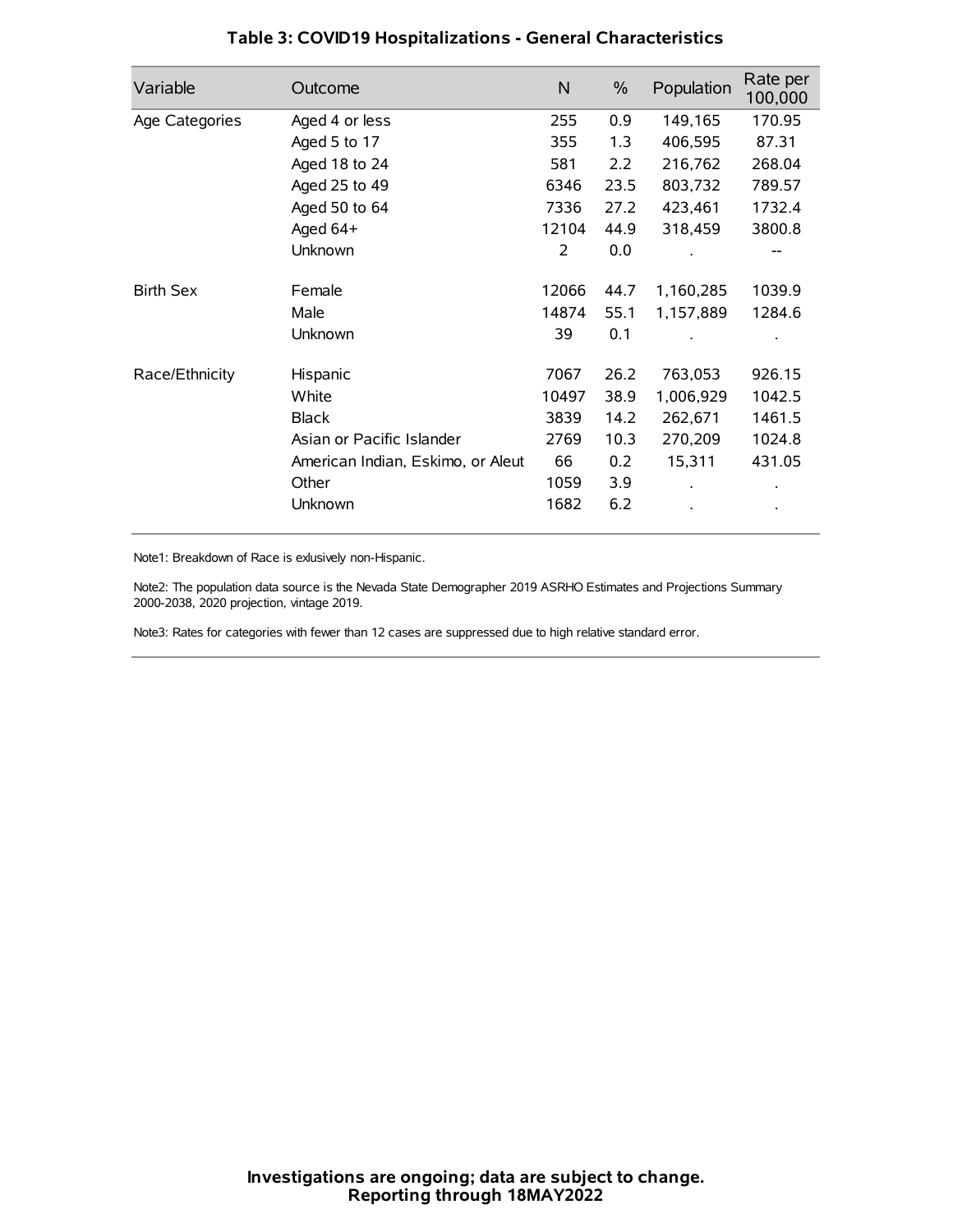## Table 3: COVID19 Hospitalizations - General Characteristics

| Variable | Outcome | N | % | Population | Rate per 100,000 |
|---|---|---|---|---|---|
| Age Categories | Aged 4 or less | 255 | 0.9 | 149,165 | 170.95 |
| | Aged 5 to 17 | 355 | 1.3 | 406,595 | 87.31 |
| | Aged 18 to 24 | 581 | 2.2 | 216,762 | 268.04 |
| | Aged 25 to 49 | 6346 | 23.5 | 803,732 | 789.57 |
| | Aged 50 to 64 | 7336 | 27.2 | 423,461 | 1732.4 |
| | Aged 64+ | 12104 | 44.9 | 318,459 | 3800.8 |
| | Unknown | 2 | 0.0 | . | -- |
| Birth Sex | Female | 12066 | 44.7 | 1,160,285 | 1039.9 |
| | Male | 14874 | 55.1 | 1,157,889 | 1284.6 |
| | Unknown | 39 | 0.1 | . | . |
| Race/Ethnicity | Hispanic | 7067 | 26.2 | 763,053 | 926.15 |
| | White | 10497 | 38.9 | 1,006,929 | 1042.5 |
| | Black | 3839 | 14.2 | 262,671 | 1461.5 |
| | Asian or Pacific Islander | 2769 | 10.3 | 270,209 | 1024.8 |
| | American Indian, Eskimo, or Aleut | 66 | 0.2 | 15,311 | 431.05 |
| | Other | 1059 | 3.9 | . | . |
| | Unknown | 1682 | 6.2 | . | . |

Note1: Breakdown of Race is exlusively non-Hispanic.

Note2: The population data source is the Nevada State Demographer 2019 ASRHO Estimates and Projections Summary 2000-2038, 2020 projection, vintage 2019.

Note3: Rates for categories with fewer than 12 cases are suppressed due to high relative standard error.

**Investigations are ongoing; data are subject to change.**
**Reporting through 18MAY2022**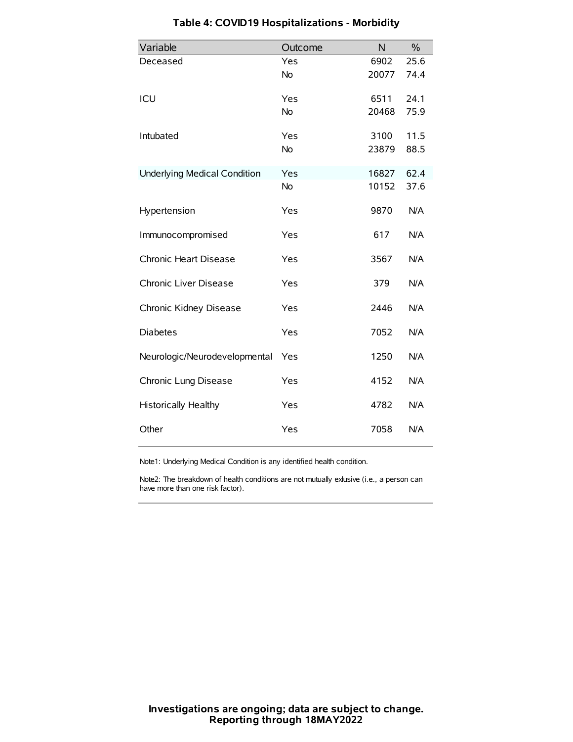## Table 4: COVID19 Hospitalizations - Morbidity

| Variable | Outcome | N | % |
|---|---|---|---|
| Deceased | Yes | 6902 | 25.6 |
| | No | 20077 | 74.4 |
| ICU | Yes | 6511 | 24.1 |
| | No | 20468 | 75.9 |
| Intubated | Yes | 3100 | 11.5 |
| | No | 23879 | 88.5 |
| Underlying Medical Condition | Yes | 16827 | 62.4 |
| | No | 10152 | 37.6 |
| Hypertension | Yes | 9870 | N/A |
| Immunocompromised | Yes | 617 | N/A |
| Chronic Heart Disease | Yes | 3567 | N/A |
| Chronic Liver Disease | Yes | 379 | N/A |
| Chronic Kidney Disease | Yes | 2446 | N/A |
| Diabetes | Yes | 7052 | N/A |
| Neurologic/Neurodevelopmental | Yes | 1250 | N/A |
| Chronic Lung Disease | Yes | 4152 | N/A |
| Historically Healthy | Yes | 4782 | N/A |
| Other | Yes | 7058 | N/A |

Note1: Underlying Medical Condition is any identified health condition.

Note2: The breakdown of health conditions are not mutually exlusive (i.e., a person can have more than one risk factor).

**Investigations are ongoing; data are subject to change.**
**Reporting through 18MAY2022**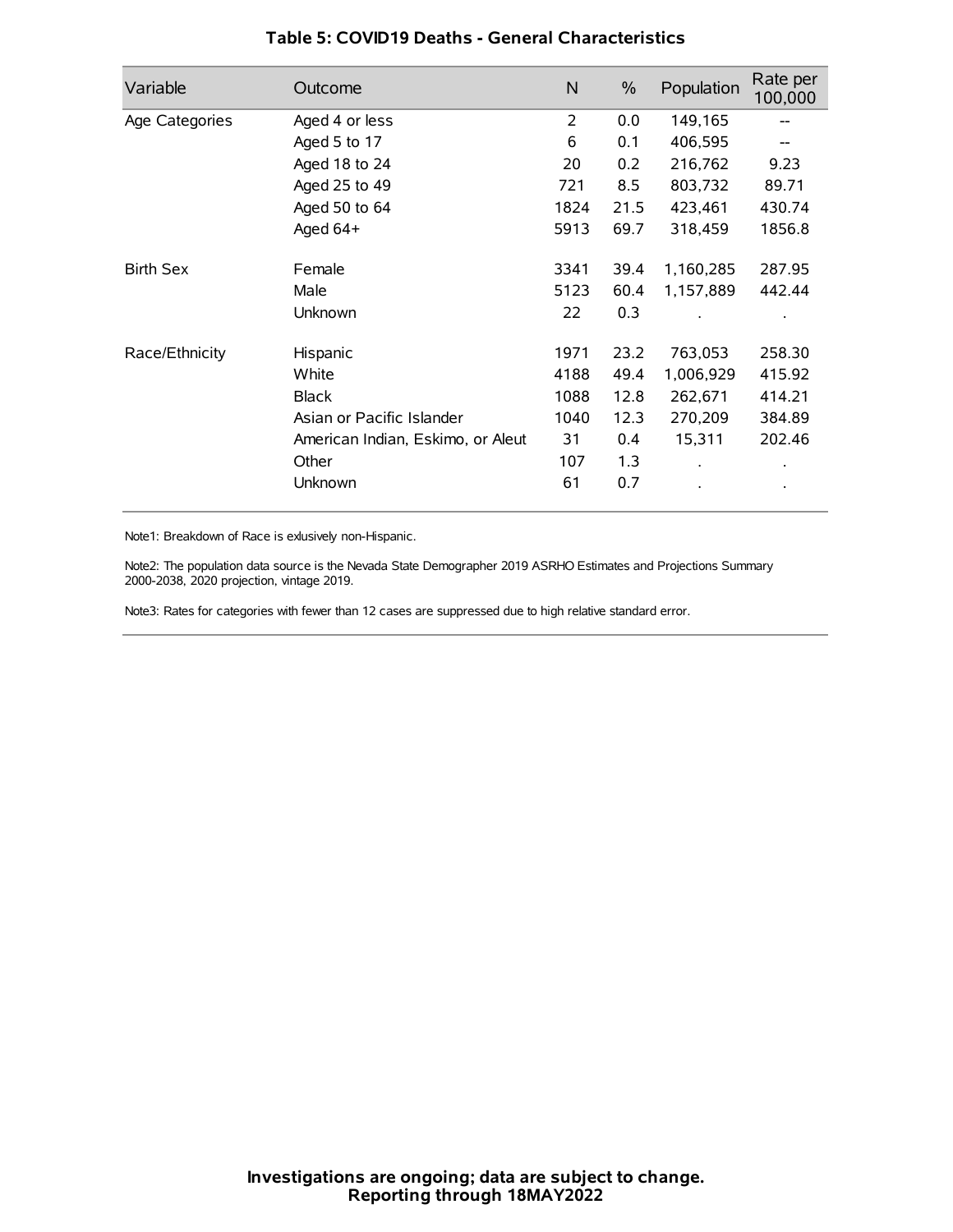## Table 5: COVID19 Deaths - General Characteristics

| Variable | Outcome | N | % | Population | Rate per 100,000 |
|---|---|---|---|---|---|
| Age Categories | Aged 4 or less | 2 | 0.0 | 149,165 | -- |
| | Aged 5 to 17 | 6 | 0.1 | 406,595 | -- |
| | Aged 18 to 24 | 20 | 0.2 | 216,762 | 9.23 |
| | Aged 25 to 49 | 721 | 8.5 | 803,732 | 89.71 |
| | Aged 50 to 64 | 1824 | 21.5 | 423,461 | 430.74 |
| | Aged 64+ | 5913 | 69.7 | 318,459 | 1856.8 |
| Birth Sex | Female | 3341 | 39.4 | 1,160,285 | 287.95 |
| | Male | 5123 | 60.4 | 1,157,889 | 442.44 |
| | Unknown | 22 | 0.3 | . | . |
| Race/Ethnicity | Hispanic | 1971 | 23.2 | 763,053 | 258.30 |
| | White | 4188 | 49.4 | 1,006,929 | 415.92 |
| | Black | 1088 | 12.8 | 262,671 | 414.21 |
| | Asian or Pacific Islander | 1040 | 12.3 | 270,209 | 384.89 |
| | American Indian, Eskimo, or Aleut | 31 | 0.4 | 15,311 | 202.46 |
| | Other | 107 | 1.3 | . | . |
| | Unknown | 61 | 0.7 | . | . |

Note1: Breakdown of Race is exlusively non-Hispanic.

Note2: The population data source is the Nevada State Demographer 2019 ASRHO Estimates and Projections Summary 2000-2038, 2020 projection, vintage 2019.

Note3: Rates for categories with fewer than 12 cases are suppressed due to high relative standard error.

**Investigations are ongoing; data are subject to change.**
**Reporting through 18MAY2022**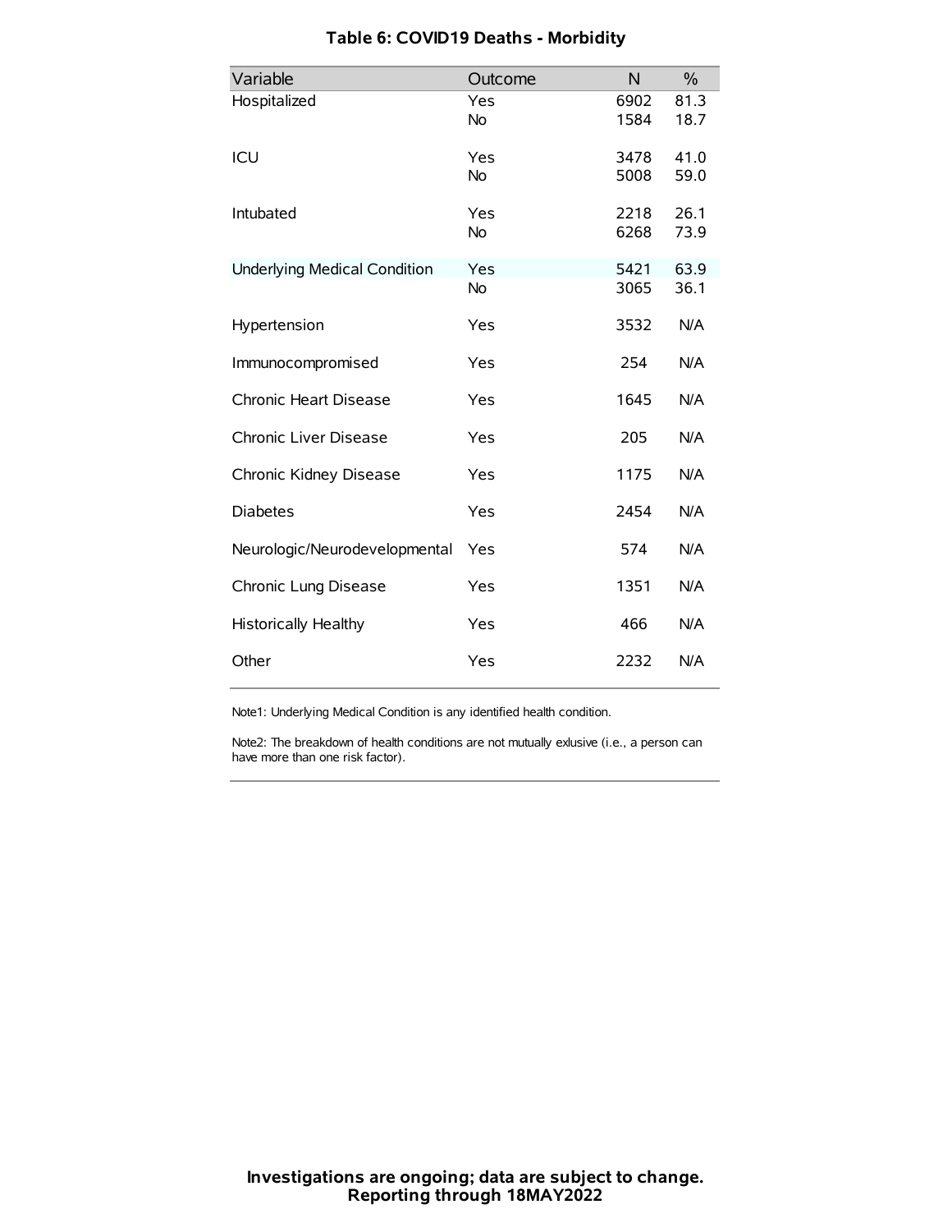### Table 6: COVID19 Deaths - Morbidity

| Variable | Outcome | N | % |
|---|---|---|---|
| Hospitalized | Yes | 6902 | 81.3 |
| | No | 1584 | 18.7 |
| ICU | Yes | 3478 | 41.0 |
| | No | 5008 | 59.0 |
| Intubated | Yes | 2218 | 26.1 |
| | No | 6268 | 73.9 |
| Underlying Medical Condition | Yes | 5421 | 63.9 |
| | No | 3065 | 36.1 |
| Hypertension | Yes | 3532 | N/A |
| Immunocompromised | Yes | 254 | N/A |
| Chronic Heart Disease | Yes | 1645 | N/A |
| Chronic Liver Disease | Yes | 205 | N/A |
| Chronic Kidney Disease | Yes | 1175 | N/A |
| Diabetes | Yes | 2454 | N/A |
| Neurologic/Neurodevelopmental | Yes | 574 | N/A |
| Chronic Lung Disease | Yes | 1351 | N/A |
| Historically Healthy | Yes | 466 | N/A |
| Other | Yes | 2232 | N/A |

Note1: Underlying Medical Condition is any identified health condition.

Note2: The breakdown of health conditions are not mutually exlusive (i.e., a person can have more than one risk factor).

**Investigations are ongoing; data are subject to change.**
**Reporting through 18MAY2022**